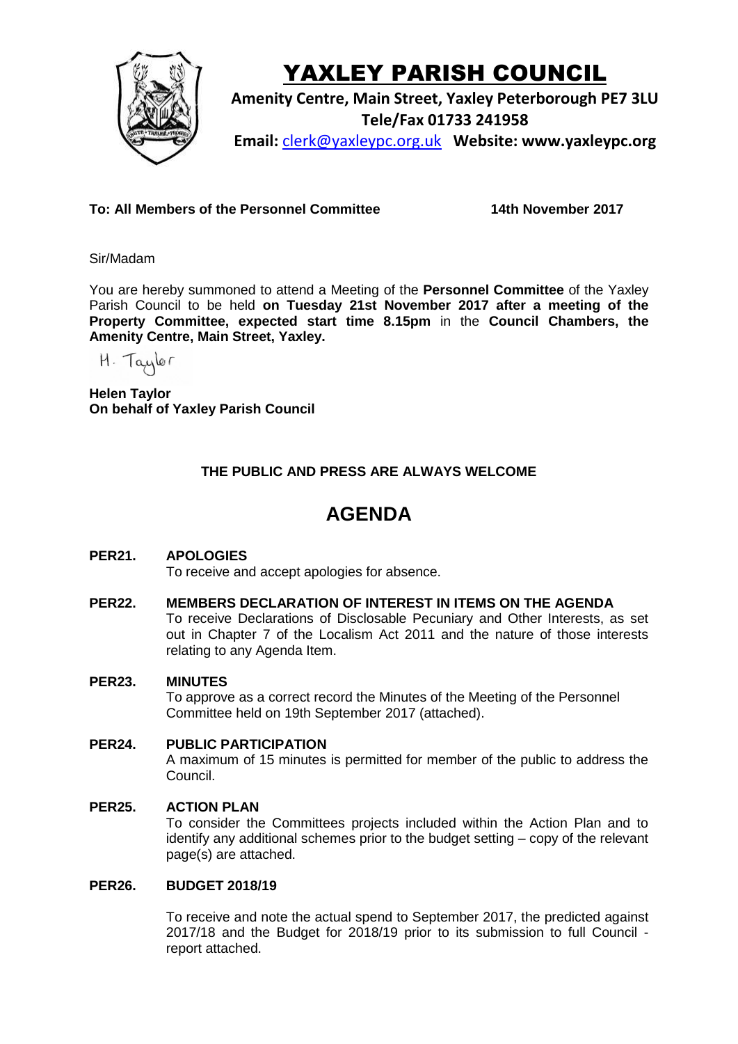# YAXLEY PARISH COUNCIL

**Amenity Centre, Main Street, Yaxley Peterborough PE7 3LU**
**Tele/Fax 01733 241958**
**Email:** clerk@yaxleypc.org.uk **Website: www.yaxleypc.org**

**To: All Members of the Personnel Committee** **14th November 2017**

Sir/Madam

You are hereby summoned to attend a Meeting of the **Personnel Committee** of the Yaxley Parish Council to be held **on Tuesday 21st November 2017 after a meeting of the Property Committee, expected start time 8.15pm** in the **Council Chambers, the Amenity Centre, Main Street, Yaxley.**

H. Taylor

**Helen Taylor**
**On behalf of Yaxley Parish Council**

**THE PUBLIC AND PRESS ARE ALWAYS WELCOME**

## AGENDA

**PER21. APOLOGIES**
To receive and accept apologies for absence.

**PER22. MEMBERS DECLARATION OF INTEREST IN ITEMS ON THE AGENDA**
To receive Declarations of Disclosable Pecuniary and Other Interests, as set out in Chapter 7 of the Localism Act 2011 and the nature of those interests relating to any Agenda Item.

**PER23. MINUTES**
To approve as a correct record the Minutes of the Meeting of the Personnel Committee held on 19th September 2017 (attached).

**PER24. PUBLIC PARTICIPATION**
A maximum of 15 minutes is permitted for member of the public to address the Council.

**PER25. ACTION PLAN**
To consider the Committees projects included within the Action Plan and to identify any additional schemes prior to the budget setting – copy of the relevant page(s) are attached.

**PER26. BUDGET 2018/19**

To receive and note the actual spend to September 2017, the predicted against 2017/18 and the Budget for 2018/19 prior to its submission to full Council - report attached.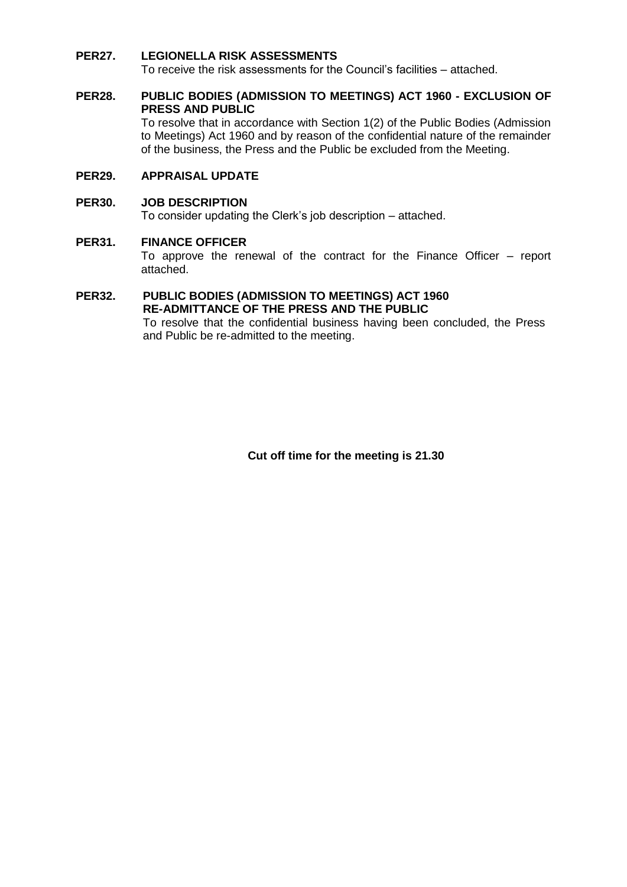**PER27. LEGIONELLA RISK ASSESSMENTS**

To receive the risk assessments for the Council's facilities – attached.

**PER28. PUBLIC BODIES (ADMISSION TO MEETINGS) ACT 1960 - EXCLUSION OF PRESS AND PUBLIC**

To resolve that in accordance with Section 1(2) of the Public Bodies (Admission to Meetings) Act 1960 and by reason of the confidential nature of the remainder of the business, the Press and the Public be excluded from the Meeting.

**PER29. APPRAISAL UPDATE**

**PER30. JOB DESCRIPTION**

To consider updating the Clerk's job description – attached.

**PER31. FINANCE OFFICER**

To approve the renewal of the contract for the Finance Officer – report attached.

**PER32. PUBLIC BODIES (ADMISSION TO MEETINGS) ACT 1960 RE-ADMITTANCE OF THE PRESS AND THE PUBLIC**

To resolve that the confidential business having been concluded, the Press and Public be re-admitted to the meeting.

**Cut off time for the meeting is 21.30**